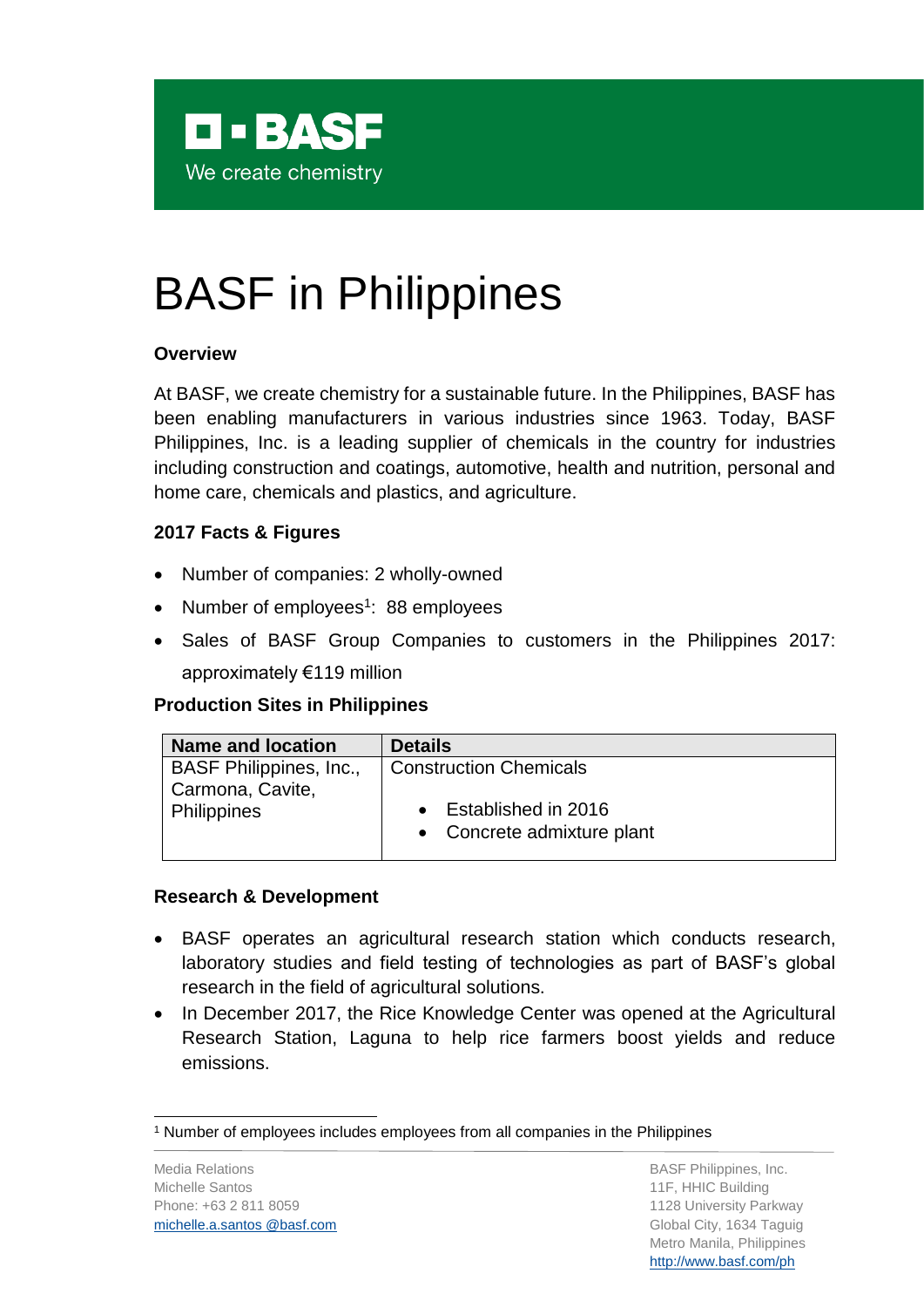**BASF**

We create chemistry

# BASF in Philippines

### Overview

At BASF, we create chemistry for a sustainable future. In the Philippines, BASF has been enabling manufacturers in various industries since 1963. Today, BASF Philippines, Inc. is a leading supplier of chemicals in the country for industries including construction and coatings, automotive, health and nutrition, personal and home care, chemicals and plastics, and agriculture.

### 2017 Facts & Figures

- Number of companies: 2 wholly-owned
- Number of employees[1]: 88 employees
- Sales of BASF Group Companies to customers in the Philippines 2017: approximately €119 million

### Production Sites in Philippines

| Name and location | Details |
|---|---|
| BASF Philippines, Inc., Carmona, Cavite, Philippines | Construction Chemicals<br>• Established in 2016<br>• Concrete admixture plant |

### Research & Development

- BASF operates an agricultural research station which conducts research, laboratory studies and field testing of technologies as part of BASF's global research in the field of agricultural solutions.
- In December 2017, the Rice Knowledge Center was opened at the Agricultural Research Station, Laguna to help rice farmers boost yields and reduce emissions.

[1] Number of employees includes employees from all companies in the Philippines

Media Relations
Michelle Santos
Phone: +63 2 811 8059
michelle.a.santos @basf.com

BASF Philippines, Inc.
11F, HHIC Building
1128 University Parkway
Global City, 1634 Taguig
Metro Manila, Philippines
http://www.basf.com/ph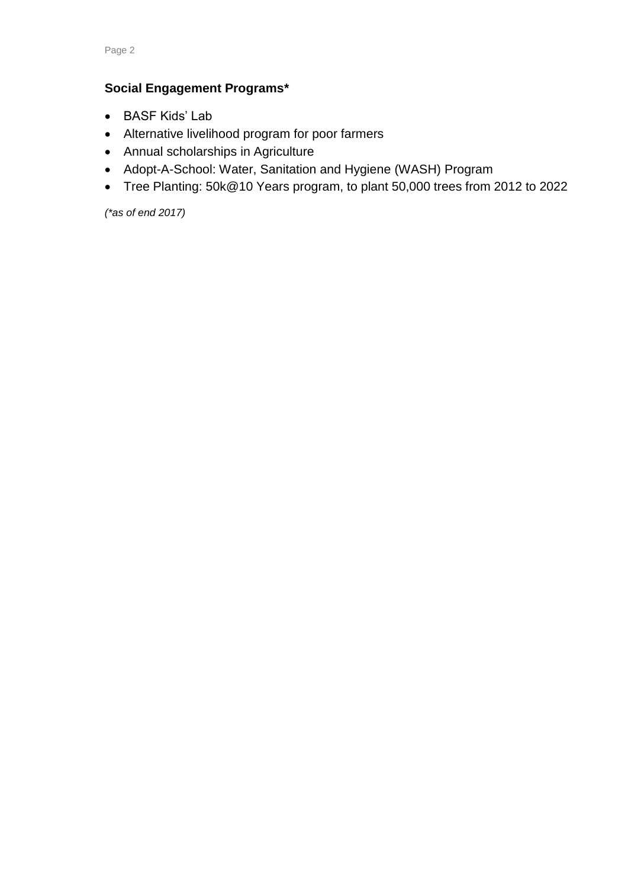**Social Engagement Programs***

- BASF Kids' Lab
- Alternative livelihood program for poor farmers
- Annual scholarships in Agriculture
- Adopt-A-School: Water, Sanitation and Hygiene (WASH) Program
- Tree Planting: 50k@10 Years program, to plant 50,000 trees from 2012 to 2022

*(*as of end 2017)*